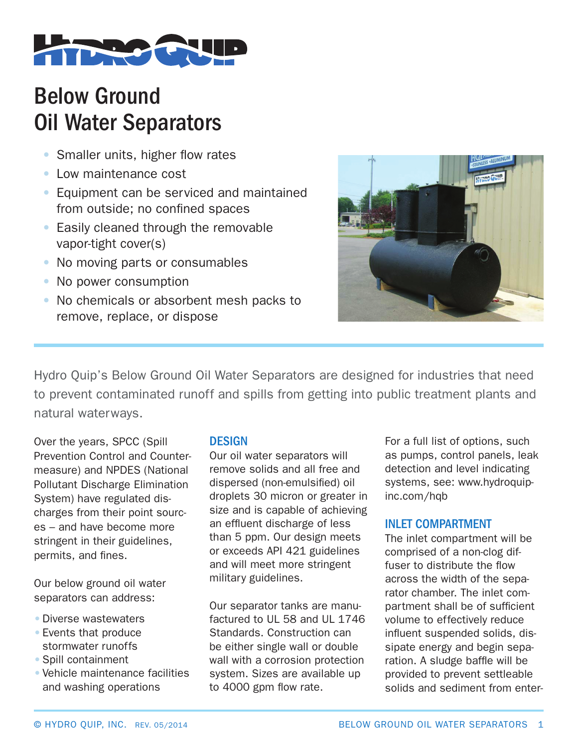# Below Ground Oil Water Separators

- Smaller units, higher flow rates
- Low maintenance cost
- Equipment can be serviced and maintained from outside; no confined spaces
- Easily cleaned through the removable vapor-tight cover(s)
- No moving parts or consumables
- No power consumption
- No chemicals or absorbent mesh packs to remove, replace, or dispose

Hydro Quip's Below Ground Oil Water Separators are designed for industries that need to prevent contaminated runoff and spills from getting into public treatment plants and natural waterways.

Over the years, SPCC (Spill Prevention Control and Countermeasure) and NPDES (National Pollutant Discharge Elimination System) have regulated discharges from their point sources – and have become more stringent in their guidelines, permits, and fines.

Our below ground oil water separators can address:

- Diverse wastewaters
- Events that produce stormwater runoffs
- Spill containment
- Vehicle maintenance facilities and washing operations

## DESIGN

Our oil water separators will remove solids and all free and dispersed (non-emulsified) oil droplets 30 micron or greater in size and is capable of achieving an effluent discharge of less than 5 ppm. Our design meets or exceeds API 421 guidelines and will meet more stringent military guidelines.

Our separator tanks are manufactured to UL 58 and UL 1746 Standards. Construction can be either single wall or double wall with a corrosion protection system. Sizes are available up to 4000 gpm flow rate.

For a full list of options, such as pumps, control panels, leak detection and level indicating systems, see: www.hydroquip-inc.com/hqb

## INLET COMPARTMENT

The inlet compartment will be comprised of a non-clog diffuser to distribute the flow across the width of the separator chamber. The inlet compartment shall be of sufficient volume to effectively reduce influent suspended solids, dissipate energy and begin separation. A sludge baffle will be provided to prevent settleable solids and sediment from enter-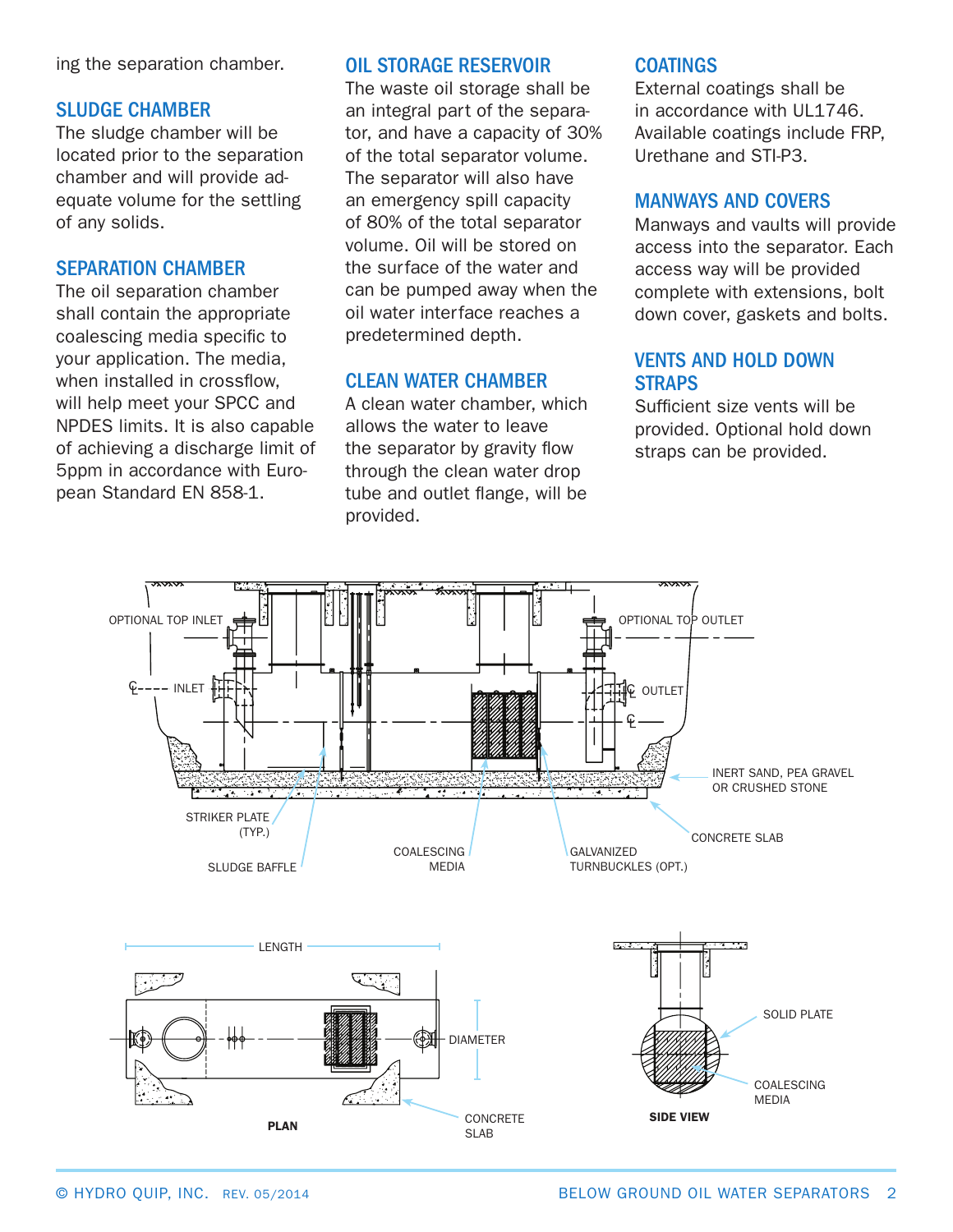ing the separation chamber.

## SLUDGE CHAMBER

The sludge chamber will be located prior to the separation chamber and will provide adequate volume for the settling of any solids.

## SEPARATION CHAMBER

The oil separation chamber shall contain the appropriate coalescing media specific to your application. The media, when installed in crossflow, will help meet your SPCC and NPDES limits. It is also capable of achieving a discharge limit of 5ppm in accordance with European Standard EN 858-1.

## OIL STORAGE RESERVOIR

The waste oil storage shall be an integral part of the separator, and have a capacity of 30% of the total separator volume. The separator will also have an emergency spill capacity of 80% of the total separator volume. Oil will be stored on the surface of the water and can be pumped away when the oil water interface reaches a predetermined depth.

## CLEAN WATER CHAMBER

A clean water chamber, which allows the water to leave the separator by gravity flow through the clean water drop tube and outlet flange, will be provided.

## COATINGS

External coatings shall be in accordance with UL1746. Available coatings include FRP, Urethane and STI-P3.

## MANWAYS AND COVERS

Manways and vaults will provide access into the separator. Each access way will be provided complete with extensions, bolt down cover, gaskets and bolts.

## VENTS AND HOLD DOWN STRAPS

Sufficient size vents will be provided. Optional hold down straps can be provided.

OPTIONAL TOP INLET
OPTIONAL TOP OUTLET
INLET
OUTLET
INERT SAND, PEA GRAVEL OR CRUSHED STONE
CONCRETE SLAB
STRIKER PLATE (TYP.)
SLUDGE BAFFLE
COALESCING MEDIA
GALVANIZED TURNBUCKLES (OPT.)

LENGTH
DIAMETER
CONCRETE SLAB
**PLAN**

SOLID PLATE
COALESCING MEDIA
**SIDE VIEW**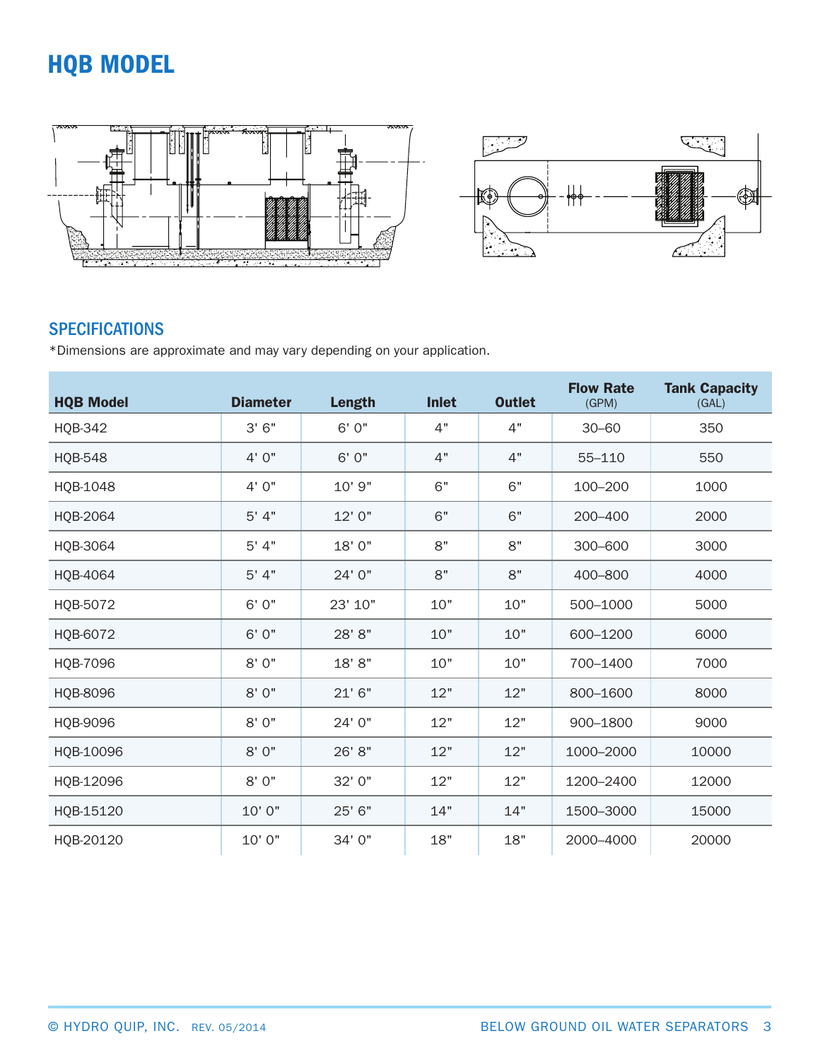# HQB MODEL

## SPECIFICATIONS

*Dimensions are approximate and may vary depending on your application.

| HQB Model | Diameter | Length | Inlet | Outlet | Flow Rate (GPM) | Tank Capacity (GAL) |
|---|---|---|---|---|---|---|
| HQB-342 | 3' 6" | 6' 0" | 4" | 4" | 30–60 | 350 |
| HQB-548 | 4' 0" | 6' 0" | 4" | 4" | 55–110 | 550 |
| HQB-1048 | 4' 0" | 10' 9" | 6" | 6" | 100–200 | 1000 |
| HQB-2064 | 5' 4" | 12' 0" | 6" | 6" | 200–400 | 2000 |
| HQB-3064 | 5' 4" | 18' 0" | 8" | 8" | 300–600 | 3000 |
| HQB-4064 | 5' 4" | 24' 0" | 8" | 8" | 400–800 | 4000 |
| HQB-5072 | 6' 0" | 23' 10" | 10" | 10" | 500–1000 | 5000 |
| HQB-6072 | 6' 0" | 28' 8" | 10" | 10" | 600–1200 | 6000 |
| HQB-7096 | 8' 0" | 18' 8" | 10" | 10" | 700–1400 | 7000 |
| HQB-8096 | 8' 0" | 21' 6" | 12" | 12" | 800–1600 | 8000 |
| HQB-9096 | 8' 0" | 24' 0" | 12" | 12" | 900–1800 | 9000 |
| HQB-10096 | 8' 0" | 26' 8" | 12" | 12" | 1000–2000 | 10000 |
| HQB-12096 | 8' 0" | 32' 0" | 12" | 12" | 1200–2400 | 12000 |
| HQB-15120 | 10' 0" | 25' 6" | 14" | 14" | 1500–3000 | 15000 |
| HQB-20120 | 10' 0" | 34' 0" | 18" | 18" | 2000–4000 | 20000 |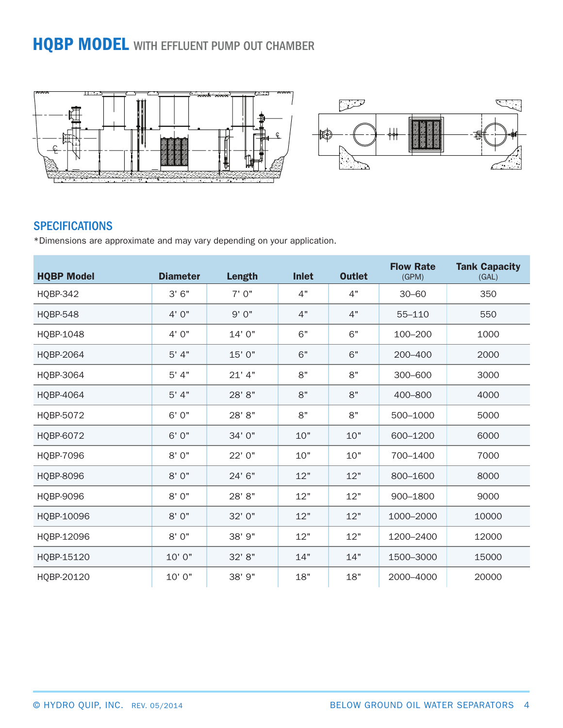# HQBP MODEL WITH EFFLUENT PUMP OUT CHAMBER

## SPECIFICATIONS

*Dimensions are approximate and may vary depending on your application.

| HQBP Model | Diameter | Length | Inlet | Outlet | Flow Rate (GPM) | Tank Capacity (GAL) |
|---|---|---|---|---|---|---|
| HQBP-342 | 3' 6" | 7' 0" | 4" | 4" | 30–60 | 350 |
| HQBP-548 | 4' 0" | 9' 0" | 4" | 4" | 55–110 | 550 |
| HQBP-1048 | 4' 0" | 14' 0" | 6" | 6" | 100–200 | 1000 |
| HQBP-2064 | 5' 4" | 15' 0" | 6" | 6" | 200–400 | 2000 |
| HQBP-3064 | 5' 4" | 21' 4" | 8" | 8" | 300–600 | 3000 |
| HQBP-4064 | 5' 4" | 28' 8" | 8" | 8" | 400–800 | 4000 |
| HQBP-5072 | 6' 0" | 28' 8" | 8" | 8" | 500–1000 | 5000 |
| HQBP-6072 | 6' 0" | 34' 0" | 10" | 10" | 600–1200 | 6000 |
| HQBP-7096 | 8' 0" | 22' 0" | 10" | 10" | 700–1400 | 7000 |
| HQBP-8096 | 8' 0" | 24' 6" | 12" | 12" | 800–1600 | 8000 |
| HQBP-9096 | 8' 0" | 28' 8" | 12" | 12" | 900–1800 | 9000 |
| HQBP-10096 | 8' 0" | 32' 0" | 12" | 12" | 1000–2000 | 10000 |
| HQBP-12096 | 8' 0" | 38' 9" | 12" | 12" | 1200–2400 | 12000 |
| HQBP-15120 | 10' 0" | 32' 8" | 14" | 14" | 1500–3000 | 15000 |
| HQBP-20120 | 10' 0" | 38' 9" | 18" | 18" | 2000–4000 | 20000 |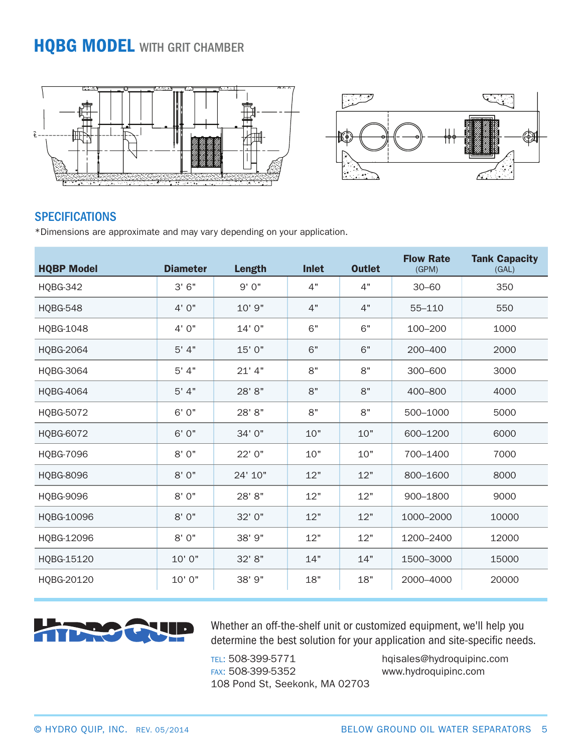# HQBG MODEL WITH GRIT CHAMBER

## SPECIFICATIONS

*Dimensions are approximate and may vary depending on your application.

| HQBP Model | Diameter | Length | Inlet | Outlet | Flow Rate (GPM) | Tank Capacity (GAL) |
|---|---|---|---|---|---|---|
| HQBG-342 | 3' 6" | 9' 0" | 4" | 4" | 30–60 | 350 |
| HQBG-548 | 4' 0" | 10' 9" | 4" | 4" | 55–110 | 550 |
| HQBG-1048 | 4' 0" | 14' 0" | 6" | 6" | 100–200 | 1000 |
| HQBG-2064 | 5' 4" | 15' 0" | 6" | 6" | 200–400 | 2000 |
| HQBG-3064 | 5' 4" | 21' 4" | 8" | 8" | 300–600 | 3000 |
| HQBG-4064 | 5' 4" | 28' 8" | 8" | 8" | 400–800 | 4000 |
| HQBG-5072 | 6' 0" | 28' 8" | 8" | 8" | 500–1000 | 5000 |
| HQBG-6072 | 6' 0" | 34' 0" | 10" | 10" | 600–1200 | 6000 |
| HQBG-7096 | 8' 0" | 22' 0" | 10" | 10" | 700–1400 | 7000 |
| HQBG-8096 | 8' 0" | 24' 10" | 12" | 12" | 800–1600 | 8000 |
| HQBG-9096 | 8' 0" | 28' 8" | 12" | 12" | 900–1800 | 9000 |
| HQBG-10096 | 8' 0" | 32' 0" | 12" | 12" | 1000–2000 | 10000 |
| HQBG-12096 | 8' 0" | 38' 9" | 12" | 12" | 1200–2400 | 12000 |
| HQBG-15120 | 10' 0" | 32' 8" | 14" | 14" | 1500–3000 | 15000 |
| HQBG-20120 | 10' 0" | 38' 9" | 18" | 18" | 2000–4000 | 20000 |

HYDRO QUIP

Whether an off-the-shelf unit or customized equipment, we'll help you determine the best solution for your application and site-specific needs.

TEL: 508-399-5771
FAX: 508-399-5352
108 Pond St, Seekonk, MA 02703

hqisales@hydroquipinc.com
www.hydroquipinc.com

© HYDRO QUIP, INC. REV. 05/2014